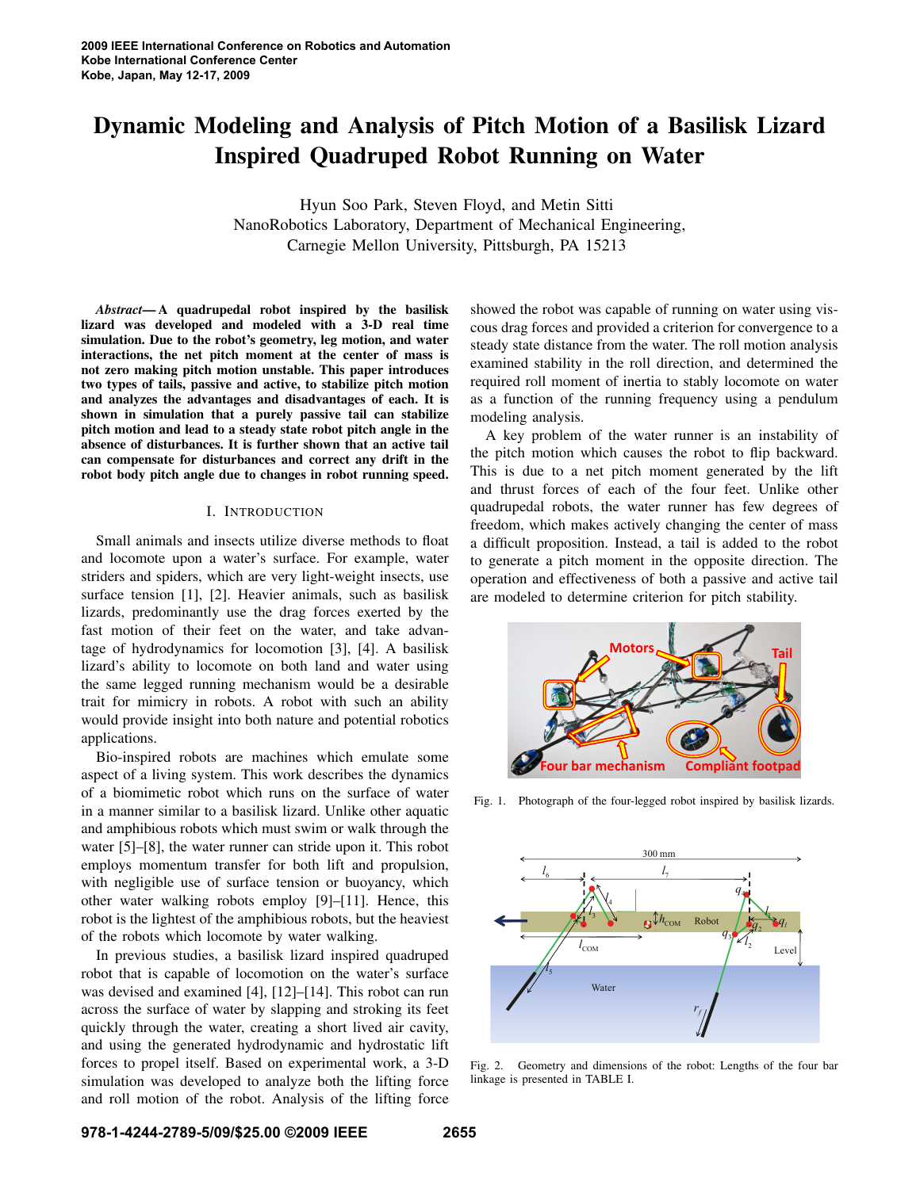# Dynamic Modeling and Analysis of Pitch Motion of a Basilisk Lizard Inspired Quadruped Robot Running on Water

Hyun Soo Park, Steven Floyd, and Metin Sitti
NanoRobotics Laboratory, Department of Mechanical Engineering,
Carnegie Mellon University, Pittsburgh, PA 15213

***Abstract*— A quadrupedal robot inspired by the basilisk lizard was developed and modeled with a 3-D real time simulation. Due to the robot's geometry, leg motion, and water interactions, the net pitch moment at the center of mass is not zero making pitch motion unstable. This paper introduces two types of tails, passive and active, to stabilize pitch motion and analyzes the advantages and disadvantages of each. It is shown in simulation that a purely passive tail can stabilize pitch motion and lead to a steady state robot pitch angle in the absence of disturbances. It is further shown that an active tail can compensate for disturbances and correct any drift in the robot body pitch angle due to changes in robot running speed.**

## I. Introduction

Small animals and insects utilize diverse methods to float and locomote upon a water's surface. For example, water striders and spiders, which are very light-weight insects, use surface tension [1], [2]. Heavier animals, such as basilisk lizards, predominantly use the drag forces exerted by the fast motion of their feet on the water, and take advantage of hydrodynamics for locomotion [3], [4]. A basilisk lizard's ability to locomote on both land and water using the same legged running mechanism would be a desirable trait for mimicry in robots. A robot with such an ability would provide insight into both nature and potential robotics applications.

Bio-inspired robots are machines which emulate some aspect of a living system. This work describes the dynamics of a biomimetic robot which runs on the surface of water in a manner similar to a basilisk lizard. Unlike other aquatic and amphibious robots which must swim or walk through the water [5]–[8], the water runner can stride upon it. This robot employs momentum transfer for both lift and propulsion, with negligible use of surface tension or buoyancy, which other water walking robots employ [9]–[11]. Hence, this robot is the lightest of the amphibious robots, but the heaviest of the robots which locomote by water walking.

In previous studies, a basilisk lizard inspired quadruped robot that is capable of locomotion on the water's surface was devised and examined [4], [12]–[14]. This robot can run across the surface of water by slapping and stroking its feet quickly through the water, creating a short lived air cavity, and using the generated hydrodynamic and hydrostatic lift forces to propel itself. Based on experimental work, a 3-D simulation was developed to analyze both the lifting force and roll motion of the robot. Analysis of the lifting force showed the robot was capable of running on water using viscous drag forces and provided a criterion for convergence to a steady state distance from the water. The roll motion analysis examined stability in the roll direction, and determined the required roll moment of inertia to stably locomote on water as a function of the running frequency using a pendulum modeling analysis.

A key problem of the water runner is an instability of the pitch motion which causes the robot to flip backward. This is due to a net pitch moment generated by the lift and thrust forces of each of the four feet. Unlike other quadrupedal robots, the water runner has few degrees of freedom, which makes actively changing the center of mass a difficult proposition. Instead, a tail is added to the robot to generate a pitch moment in the opposite direction. The operation and effectiveness of both a passive and active tail are modeled to determine criterion for pitch stability.

Motors
Tail
Four bar mechanism
Compliant footpad

Fig. 1. Photograph of the four-legged robot inspired by basilisk lizards.

300 mm
$l_6$
$l_7$
$q_4$
$l_4$
$l_3$
$h_{COM}$
Robot
$l_1$
$q_1$
$q_2$
$q_3$
$l_2$
$l_{COM}$
Level
$l_5$
Water
$r_f$

Fig. 2. Geometry and dimensions of the robot: Lengths of the four bar linkage is presented in TABLE I.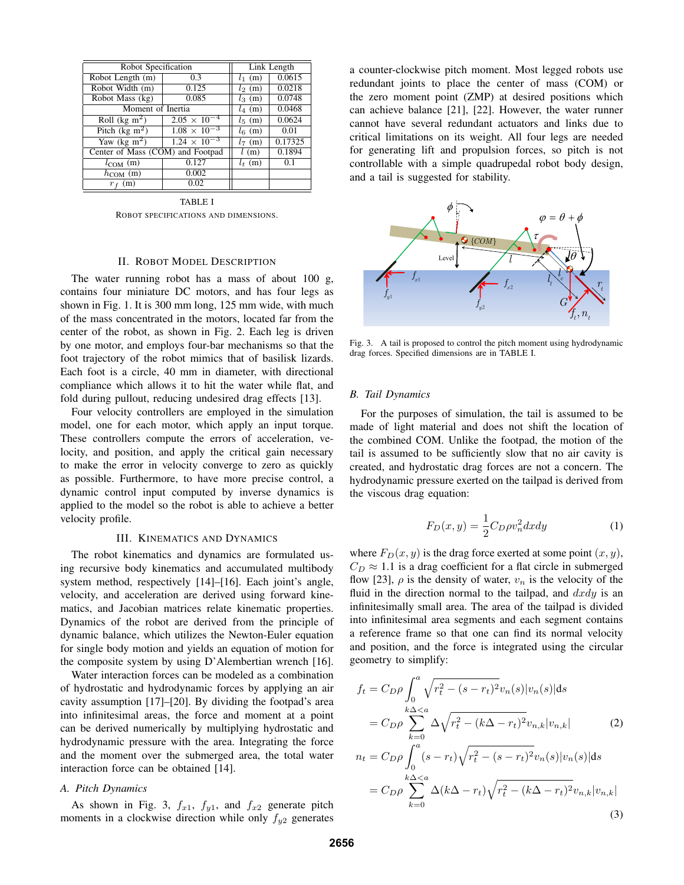| Robot Specification | | Link Length | |
|---|---|---|---|
| Robot Length (m) | 0.3 | $l_1$ (m) | 0.0615 |
| Robot Width (m) | 0.125 | $l_2$ (m) | 0.0218 |
| Robot Mass (kg) | 0.085 | $l_3$ (m) | 0.0748 |
| Moment of Inertia | | $l_4$ (m) | 0.0468 |
| Roll (kg m$^2$) | $2.05 \times 10^{-4}$ | $l_5$ (m) | 0.0624 |
| Pitch (kg m$^2$) | $1.08 \times 10^{-3}$ | $l_6$ (m) | 0.01 |
| Yaw (kg m$^2$) | $1.24 \times 10^{-3}$ | $l_7$ (m) | 0.17325 |
| Center of Mass (COM) and Footpad | | $l$ (m) | 0.1894 |
| $l_{\mathrm{COM}}$ (m) | 0.127 | $l_t$ (m) | 0.1 |
| $h_{\mathrm{COM}}$ (m) | 0.002 | | |
| $r_f$ (m) | 0.02 | | |

TABLE I

ROBOT SPECIFICATIONS AND DIMENSIONS.

## II. Robot Model Description

The water running robot has a mass of about 100 g, contains four miniature DC motors, and has four legs as shown in Fig. 1. It is 300 mm long, 125 mm wide, with much of the mass concentrated in the motors, located far from the center of the robot, as shown in Fig. 2. Each leg is driven by one motor, and employs four-bar mechanisms so that the foot trajectory of the robot mimics that of basilisk lizards. Each foot is a circle, 40 mm in diameter, with directional compliance which allows it to hit the water while flat, and fold during pullout, reducing undesired drag effects [13].

Four velocity controllers are employed in the simulation model, one for each motor, which apply an input torque. These controllers compute the errors of acceleration, velocity, and position, and apply the critical gain necessary to make the error in velocity converge to zero as quickly as possible. Furthermore, to have more precise control, a dynamic control input computed by inverse dynamics is applied to the model so the robot is able to achieve a better velocity profile.

## III. Kinematics and Dynamics

The robot kinematics and dynamics are formulated using recursive body kinematics and accumulated multibody system method, respectively [14]–[16]. Each joint's angle, velocity, and acceleration are derived using forward kinematics, and Jacobian matrices relate kinematic properties. Dynamics of the robot are derived from the principle of dynamic balance, which utilizes the Newton-Euler equation for single body motion and yields an equation of motion for the composite system by using D'Alembertian wrench [16].

Water interaction forces can be modeled as a combination of hydrostatic and hydrodynamic forces by applying an air cavity assumption [17]–[20]. By dividing the footpad's area into infinitesimal areas, the force and moment at a point can be derived numerically by multiplying hydrostatic and hydrodynamic pressure with the area. Integrating the force and the moment over the submerged area, the total water interaction force can be obtained [14].

### A. Pitch Dynamics

As shown in Fig. 3, $f_{x1}$, $f_{y1}$, and $f_{x2}$ generate pitch moments in a clockwise direction while only $f_{y2}$ generates a counter-clockwise pitch moment. Most legged robots use redundant joints to place the center of mass (COM) or the zero moment point (ZMP) at desired positions which can achieve balance [21], [22]. However, the water runner cannot have several redundant actuators and links due to critical limitations on its weight. All four legs are needed for generating lift and propulsion forces, so pitch is not controllable with a simple quadrupedal robot body design, and a tail is suggested for stability.

Fig. 3. A tail is proposed to control the pitch moment using hydrodynamic drag forces. Specified dimensions are in TABLE I.

### B. Tail Dynamics

For the purposes of simulation, the tail is assumed to be made of light material and does not shift the location of the combined COM. Unlike the footpad, the motion of the tail is assumed to be sufficiently slow that no air cavity is created, and hydrostatic drag forces are not a concern. The hydrodynamic pressure exerted on the tailpad is derived from the viscous drag equation:

$$F_D(x, y) = \frac{1}{2} C_D \rho v_n^2 dxdy \tag{1}$$

where $F_D(x, y)$ is the drag force exerted at some point $(x, y)$, $C_D \approx 1.1$ is a drag coefficient for a flat circle in submerged flow [23], $\rho$ is the density of water, $v_n$ is the velocity of the fluid in the direction normal to the tailpad, and $dxdy$ is an infinitesimally small area. The area of the tailpad is divided into infinitesimal area segments and each segment contains a reference frame so that one can find its normal velocity and position, and the force is integrated using the circular geometry to simplify:

$$\begin{aligned} f_t &= C_D \rho \int_0^a \sqrt{r_t^2 - (s - r_t)^2} v_n(s) |v_n(s)| \mathrm{d}s \\ &= C_D \rho \sum_{k=0}^{k\Delta < a} \Delta \sqrt{r_t^2 - (k\Delta - r_t)^2} v_{n,k} |v_{n,k}| \end{aligned} \tag{2}$$

$$\begin{aligned} n_t &= C_D \rho \int_0^a (s - r_t) \sqrt{r_t^2 - (s - r_t)^2} v_n(s) |v_n(s)| \mathrm{d}s \\ &= C_D \rho \sum_{k=0}^{k\Delta < a} \Delta (k\Delta - r_t) \sqrt{r_t^2 - (k\Delta - r_t)^2} v_{n,k} |v_{n,k}| \end{aligned} \tag{3}$$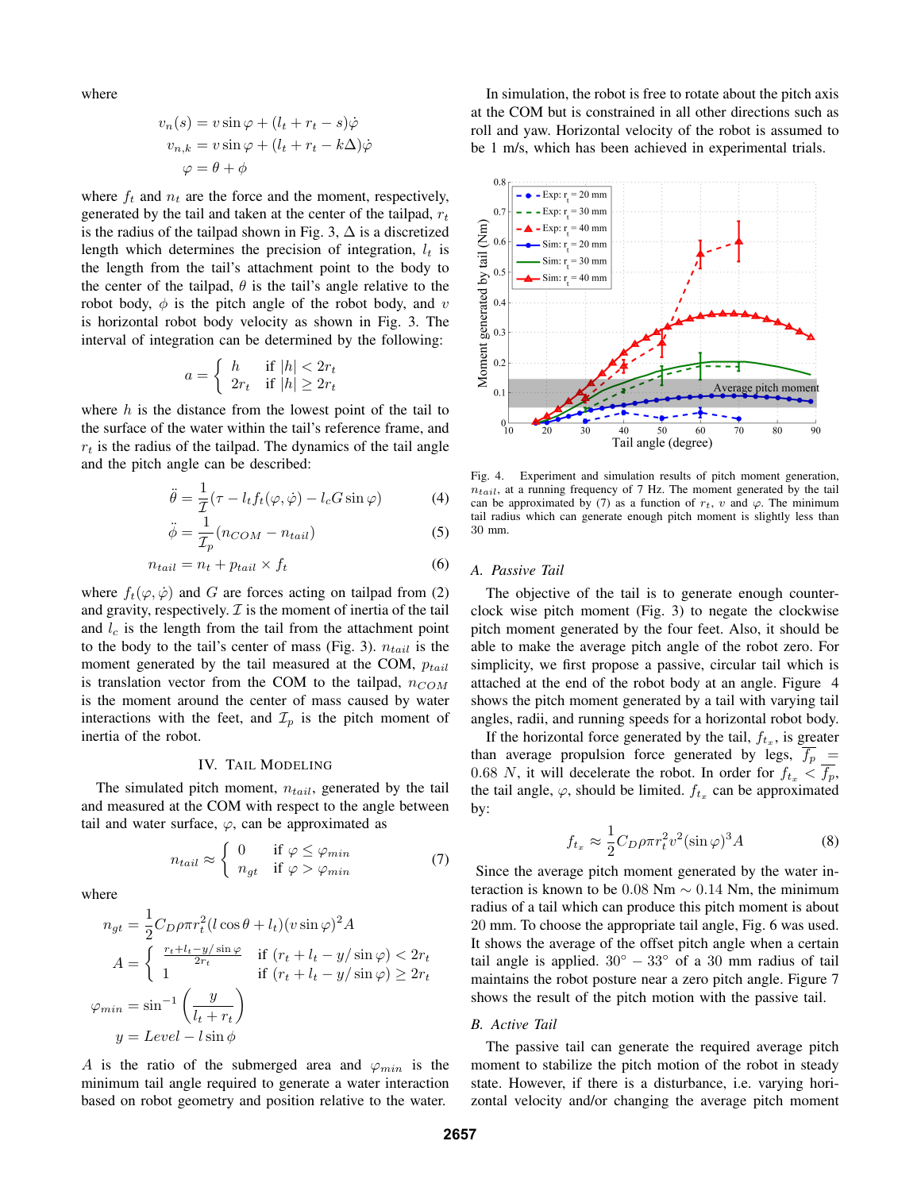where

$$v_n(s) = v \sin\varphi + (l_t + r_t - s)\dot{\varphi}$$
$$v_{n,k} = v \sin\varphi + (l_t + r_t - k\Delta)\dot{\varphi}$$
$$\varphi = \theta + \phi$$

where $f_t$ and $n_t$ are the force and the moment, respectively, generated by the tail and taken at the center of the tailpad, $r_t$ is the radius of the tailpad shown in Fig. 3, $\Delta$ is a discretized length which determines the precision of integration, $l_t$ is the length from the tail's attachment point to the body to the center of the tailpad, $\theta$ is the tail's angle relative to the robot body, $\phi$ is the pitch angle of the robot body, and $v$ is horizontal robot body velocity as shown in Fig. 3. The interval of integration can be determined by the following:

$$a = \begin{cases} h & \text{if } |h| < 2r_t \\ 2r_t & \text{if } |h| \geq 2r_t \end{cases}$$

where $h$ is the distance from the lowest point of the tail to the surface of the water within the tail's reference frame, and $r_t$ is the radius of the tailpad. The dynamics of the tail angle and the pitch angle can be described:

$$\ddot{\theta} = \frac{1}{\mathcal{I}}(\tau - l_t f_t(\varphi, \dot{\varphi}) - l_c G \sin\varphi) \quad (4)$$

$$\ddot{\phi} = \frac{1}{\mathcal{I}_p}(n_{COM} - n_{tail}) \quad (5)$$

$$n_{tail} = n_t + p_{tail} \times f_t \quad (6)$$

where $f_t(\varphi, \dot{\varphi})$ and $G$ are forces acting on tailpad from (2) and gravity, respectively. $\mathcal{I}$ is the moment of inertia of the tail and $l_c$ is the length from the tail from the attachment point to the body to the tail's center of mass (Fig. 3). $n_{tail}$ is the moment generated by the tail measured at the COM, $p_{tail}$ is translation vector from the COM to the tailpad, $n_{COM}$ is the moment around the center of mass caused by water interactions with the feet, and $\mathcal{I}_p$ is the pitch moment of inertia of the robot.

## IV. Tail Modeling

The simulated pitch moment, $n_{tail}$, generated by the tail and measured at the COM with respect to the angle between tail and water surface, $\varphi$, can be approximated as

$$n_{tail} \approx \begin{cases} 0 & \text{if } \varphi \leq \varphi_{min} \\ n_{gt} & \text{if } \varphi > \varphi_{min} \end{cases} \quad (7)$$

where

$$n_{gt} = \frac{1}{2} C_D \rho \pi r_t^2 (l \cos\theta + l_t)(v \sin\varphi)^2 A$$

$$A = \begin{cases} \frac{r_t + l_t - y/\sin\varphi}{2r_t} & \text{if } (r_t + l_t - y/\sin\varphi) < 2r_t \\ 1 & \text{if } (r_t + l_t - y/\sin\varphi) \geq 2r_t \end{cases}$$

$$\varphi_{min} = \sin^{-1}\left(\frac{y}{l_t + r_t}\right)$$

$$y = Level - l \sin\phi$$

$A$ is the ratio of the submerged area and $\varphi_{min}$ is the minimum tail angle required to generate a water interaction based on robot geometry and position relative to the water.

In simulation, the robot is free to rotate about the pitch axis at the COM but is constrained in all other directions such as roll and yaw. Horizontal velocity of the robot is assumed to be 1 m/s, which has been achieved in experimental trials.

Fig. 4. Experiment and simulation results of pitch moment generation, $n_{tail}$, at a running frequency of 7 Hz. The moment generated by the tail can be approximated by (7) as a function of $r_t$, $v$ and $\varphi$. The minimum tail radius which can generate enough pitch moment is slightly less than 30 mm.

### A. Passive Tail

The objective of the tail is to generate enough counter-clock wise pitch moment (Fig. 3) to negate the clockwise pitch moment generated by the four feet. Also, it should be able to make the average pitch angle of the robot zero. For simplicity, we first propose a passive, circular tail which is attached at the end of the robot body at an angle. Figure 4 shows the pitch moment generated by a tail with varying tail angles, radii, and running speeds for a horizontal robot body.

If the horizontal force generated by the tail, $f_{t_x}$, is greater than average propulsion force generated by legs, $\overline{f_p} = 0.68\ N$, it will decelerate the robot. In order for $f_{t_x} < \overline{f_p}$, the tail angle, $\varphi$, should be limited. $f_{t_x}$ can be approximated by:

$$f_{t_x} \approx \frac{1}{2} C_D \rho \pi r_t^2 v^2 (\sin\varphi)^3 A \quad (8)$$

Since the average pitch moment generated by the water interaction is known to be 0.08 Nm $\sim$ 0.14 Nm, the minimum radius of a tail which can produce this pitch moment is about 20 mm. To choose the appropriate tail angle, Fig. 6 was used. It shows the average of the offset pitch angle when a certain tail angle is applied. 30° − 33° of a 30 mm radius of tail maintains the robot posture near a zero pitch angle. Figure 7 shows the result of the pitch motion with the passive tail.

### B. Active Tail

The passive tail can generate the required average pitch moment to stabilize the pitch motion of the robot in steady state. However, if there is a disturbance, i.e. varying horizontal velocity and/or changing the average pitch moment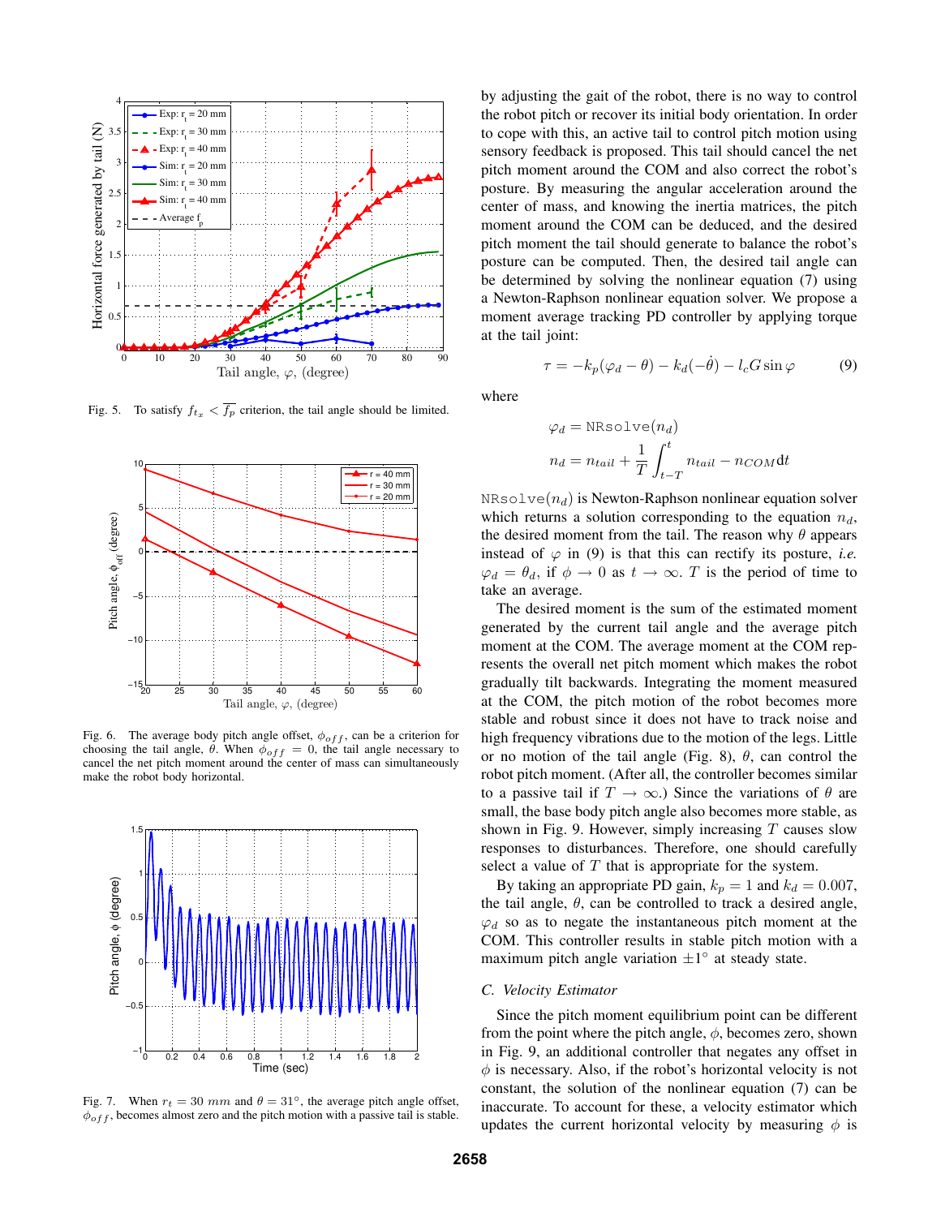Fig. 5. To satisfy $f_{t_x} < \overline{f_p}$ criterion, the tail angle should be limited.

Fig. 6. The average body pitch angle offset, $\phi_{off}$, can be a criterion for choosing the tail angle, $\theta$. When $\phi_{off} = 0$, the tail angle necessary to cancel the net pitch moment around the center of mass can simultaneously make the robot body horizontal.

Fig. 7. When $r_t = 30\ mm$ and $\theta = 31°$, the average pitch angle offset, $\phi_{off}$, becomes almost zero and the pitch motion with a passive tail is stable.

by adjusting the gait of the robot, there is no way to control the robot pitch or recover its initial body orientation. In order to cope with this, an active tail to control pitch motion using sensory feedback is proposed. This tail should cancel the net pitch moment around the COM and also correct the robot's posture. By measuring the angular acceleration around the center of mass, and knowing the inertia matrices, the pitch moment around the COM can be deduced, and the desired pitch moment the tail should generate to balance the robot's posture can be computed. Then, the desired tail angle can be determined by solving the nonlinear equation (7) using a Newton-Raphson nonlinear equation solver. We propose a moment average tracking PD controller by applying torque at the tail joint:

$$\tau = -k_p(\varphi_d - \theta) - k_d(-\dot{\theta}) - l_c G \sin\varphi \tag{9}$$

where

$$\varphi_d = \texttt{NRsolve}(n_d)$$

$$n_d = n_{tail} + \frac{1}{T}\int_{t-T}^{t} n_{tail} - n_{COM}\,\mathrm{d}t$$

$\texttt{NRsolve}(n_d)$ is Newton-Raphson nonlinear equation solver which returns a solution corresponding to the equation $n_d$, the desired moment from the tail. The reason why $\theta$ appears instead of $\varphi$ in (9) is that this can rectify its posture, *i.e.* $\varphi_d = \theta_d$, if $\phi \rightarrow 0$ as $t \rightarrow \infty$. $T$ is the period of time to take an average.

The desired moment is the sum of the estimated moment generated by the current tail angle and the average pitch moment at the COM. The average moment at the COM represents the overall net pitch moment which makes the robot gradually tilt backwards. Integrating the moment measured at the COM, the pitch motion of the robot becomes more stable and robust since it does not have to track noise and high frequency vibrations due to the motion of the legs. Little or no motion of the tail angle (Fig. 8), $\theta$, can control the robot pitch moment. (After all, the controller becomes similar to a passive tail if $T \rightarrow \infty$.) Since the variations of $\theta$ are small, the base body pitch angle also becomes more stable, as shown in Fig. 9. However, simply increasing $T$ causes slow responses to disturbances. Therefore, one should carefully select a value of $T$ that is appropriate for the system.

By taking an appropriate PD gain, $k_p = 1$ and $k_d = 0.007$, the tail angle, $\theta$, can be controlled to track a desired angle, $\varphi_d$ so as to negate the instantaneous pitch moment at the COM. This controller results in stable pitch motion with a maximum pitch angle variation $\pm 1°$ at steady state.

### C. Velocity Estimator

Since the pitch moment equilibrium point can be different from the point where the pitch angle, $\phi$, becomes zero, shown in Fig. 9, an additional controller that negates any offset in $\phi$ is necessary. Also, if the robot's horizontal velocity is not constant, the solution of the nonlinear equation (7) can be inaccurate. To account for these, a velocity estimator which updates the current horizontal velocity by measuring $\phi$ is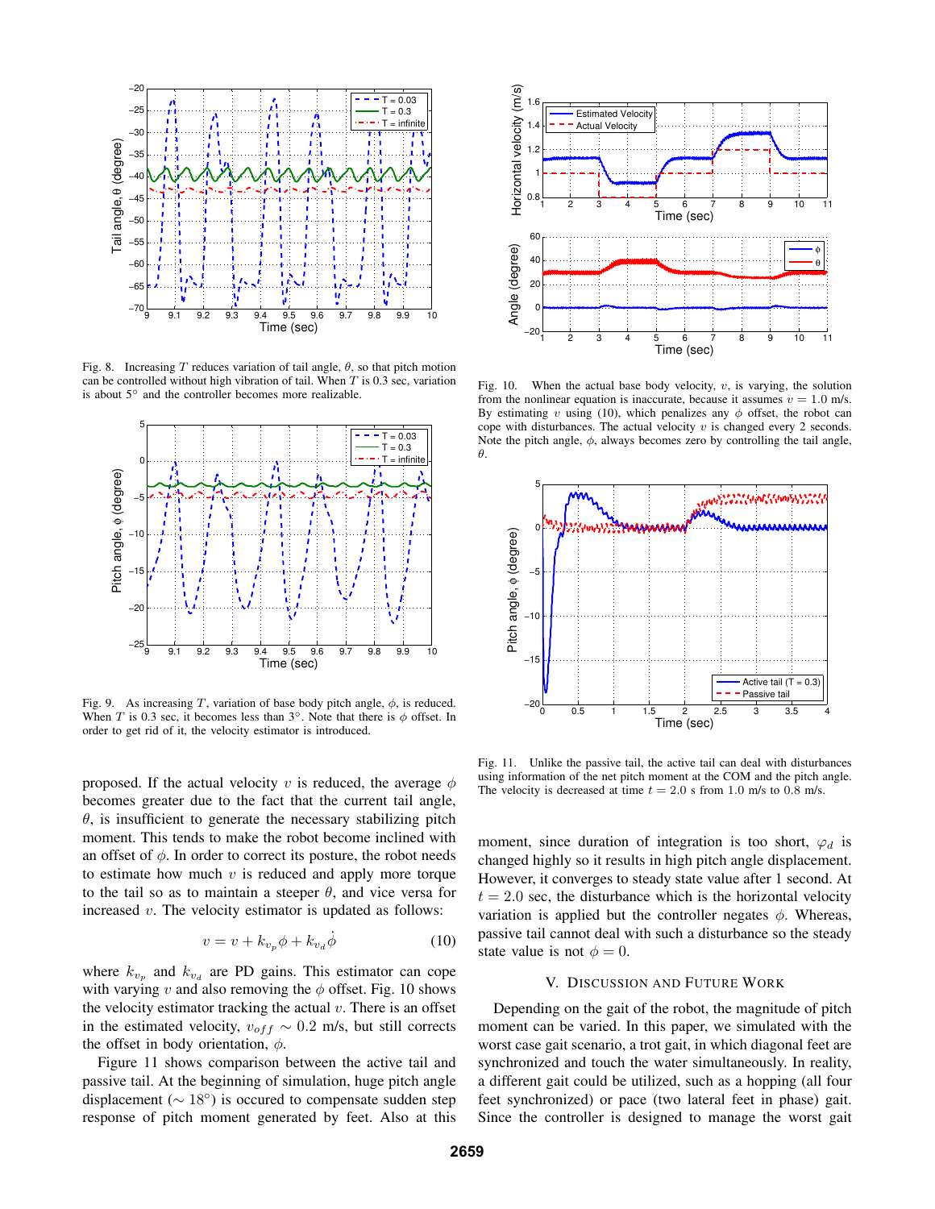Fig. 8. Increasing $T$ reduces variation of tail angle, $\theta$, so that pitch motion can be controlled without high vibration of tail. When $T$ is 0.3 sec, variation is about 5° and the controller becomes more realizable.

Fig. 9. As increasing $T$, variation of base body pitch angle, $\phi$, is reduced. When $T$ is 0.3 sec, it becomes less than 3°. Note that there is $\phi$ offset. In order to get rid of it, the velocity estimator is introduced.

Fig. 10. When the actual base body velocity, $v$, is varying, the solution from the nonlinear equation is inaccurate, because it assumes $v = 1.0$ m/s. By estimating $v$ using (10), which penalizes any $\phi$ offset, the robot can cope with disturbances. The actual velocity $v$ is changed every 2 seconds. Note the pitch angle, $\phi$, always becomes zero by controlling the tail angle, $\theta$.

Fig. 11. Unlike the passive tail, the active tail can deal with disturbances using information of the net pitch moment at the COM and the pitch angle. The velocity is decreased at time $t = 2.0$ s from 1.0 m/s to 0.8 m/s.

proposed. If the actual velocity $v$ is reduced, the average $\phi$ becomes greater due to the fact that the current tail angle, $\theta$, is insufficient to generate the necessary stabilizing pitch moment. This tends to make the robot become inclined with an offset of $\phi$. In order to correct its posture, the robot needs to estimate how much $v$ is reduced and apply more torque to the tail so as to maintain a steeper $\theta$, and vice versa for increased $v$. The velocity estimator is updated as follows:

$$v = v + k_{v_p}\phi + k_{v_d}\dot{\phi} \tag{10}$$

where $k_{v_p}$ and $k_{v_d}$ are PD gains. This estimator can cope with varying $v$ and also removing the $\phi$ offset. Fig. 10 shows the velocity estimator tracking the actual $v$. There is an offset in the estimated velocity, $v_{off} \sim 0.2$ m/s, but still corrects the offset in body orientation, $\phi$.

Figure 11 shows comparison between the active tail and passive tail. At the beginning of simulation, huge pitch angle displacement ($\sim 18°$) is occured to compensate sudden step response of pitch moment generated by feet. Also at this moment, since duration of integration is too short, $\varphi_d$ is changed highly so it results in high pitch angle displacement. However, it converges to steady state value after 1 second. At $t = 2.0$ sec, the disturbance which is the horizontal velocity variation is applied but the controller negates $\phi$. Whereas, passive tail cannot deal with such a disturbance so the steady state value is not $\phi = 0$.

## V. Discussion and Future Work

Depending on the gait of the robot, the magnitude of pitch moment can be varied. In this paper, we simulated with the worst case gait scenario, a trot gait, in which diagonal feet are synchronized and touch the water simultaneously. In reality, a different gait could be utilized, such as a hopping (all four feet synchronized) or pace (two lateral feet in phase) gait. Since the controller is designed to manage the worst gait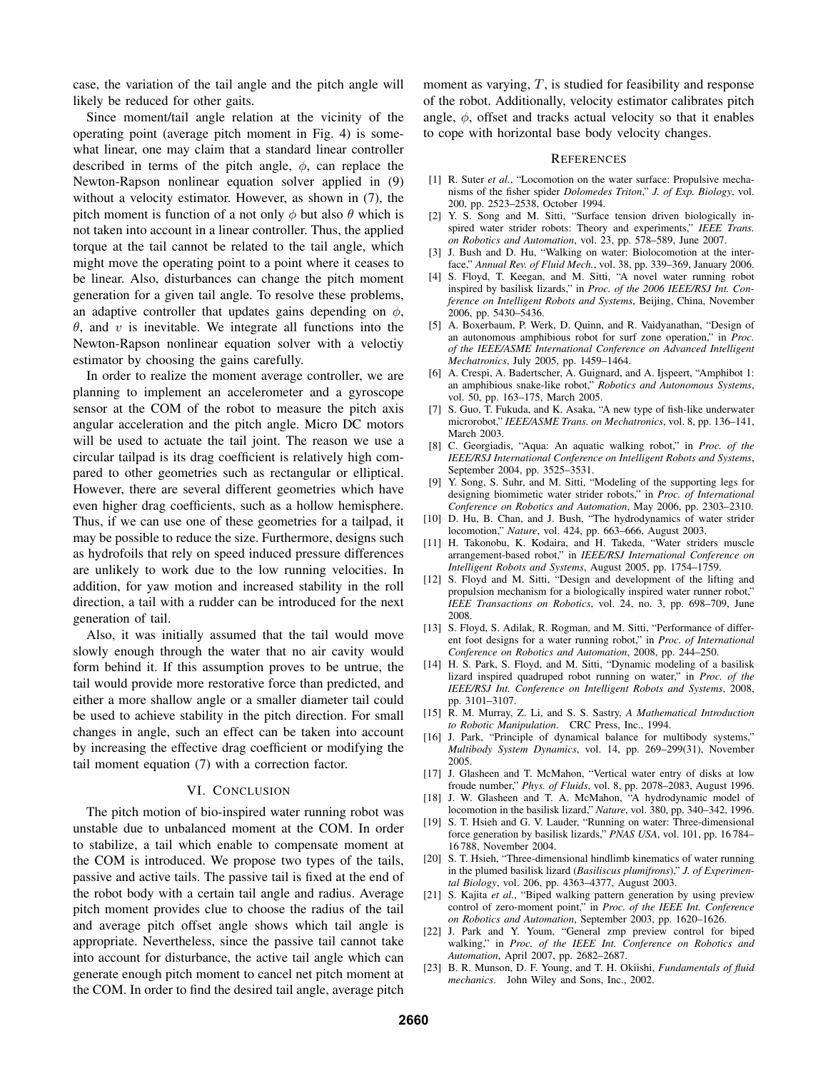case, the variation of the tail angle and the pitch angle will likely be reduced for other gaits.

Since moment/tail angle relation at the vicinity of the operating point (average pitch moment in Fig. 4) is somewhat linear, one may claim that a standard linear controller described in terms of the pitch angle, $\phi$, can replace the Newton-Rapson nonlinear equation solver applied in (9) without a velocity estimator. However, as shown in (7), the pitch moment is function of a not only $\phi$ but also $\theta$ which is not taken into account in a linear controller. Thus, the applied torque at the tail cannot be related to the tail angle, which might move the operating point to a point where it ceases to be linear. Also, disturbances can change the pitch moment generation for a given tail angle. To resolve these problems, an adaptive controller that updates gains depending on $\phi$, $\theta$, and $v$ is inevitable. We integrate all functions into the Newton-Rapson nonlinear equation solver with a veloctiy estimator by choosing the gains carefully.

In order to realize the moment average controller, we are planning to implement an accelerometer and a gyroscope sensor at the COM of the robot to measure the pitch axis angular acceleration and the pitch angle. Micro DC motors will be used to actuate the tail joint. The reason we use a circular tailpad is its drag coefficient is relatively high compared to other geometries such as rectangular or elliptical. However, there are several different geometries which have even higher drag coefficients, such as a hollow hemisphere. Thus, if we can use one of these geometries for a tailpad, it may be possible to reduce the size. Furthermore, designs such as hydrofoils that rely on speed induced pressure differences are unlikely to work due to the low running velocities. In addition, for yaw motion and increased stability in the roll direction, a tail with a rudder can be introduced for the next generation of tail.

Also, it was initially assumed that the tail would move slowly enough through the water that no air cavity would form behind it. If this assumption proves to be untrue, the tail would provide more restorative force than predicted, and either a more shallow angle or a smaller diameter tail could be used to achieve stability in the pitch direction. For small changes in angle, such an effect can be taken into account by increasing the effective drag coefficient or modifying the tail moment equation (7) with a correction factor.

## VI. CONCLUSION

The pitch motion of bio-inspired water running robot was unstable due to unbalanced moment at the COM. In order to stabilize, a tail which enable to compensate moment at the COM is introduced. We propose two types of the tails, passive and active tails. The passive tail is fixed at the end of the robot body with a certain tail angle and radius. Average pitch moment provides clue to choose the radius of the tail and average pitch offset angle shows which tail angle is appropriate. Nevertheless, since the passive tail cannot take into account for disturbance, the active tail angle which can generate enough pitch moment to cancel net pitch moment at the COM. In order to find the desired tail angle, average pitch moment as varying, $T$, is studied for feasibility and response of the robot. Additionally, velocity estimator calibrates pitch angle, $\phi$, offset and tracks actual velocity so that it enables to cope with horizontal base body velocity changes.

## REFERENCES

[1] R. Suter *et al.*, "Locomotion on the water surface: Propulsive mechanisms of the fisher spider *Dolomedes Triton*," *J. of Exp. Biology*, vol. 200, pp. 2523–2538, October 1994.

[2] Y. S. Song and M. Sitti, "Surface tension driven biologically inspired water strider robots: Theory and experiments," *IEEE Trans. on Robotics and Automation*, vol. 23, pp. 578–589, June 2007.

[3] J. Bush and D. Hu, "Walking on water: Biolocomotion at the interface," *Annual Rev. of Fluid Mech.*, vol. 38, pp. 339–369, January 2006.

[4] S. Floyd, T. Keegan, and M. Sitti, "A novel water running robot inspired by basilisk lizards," in *Proc. of the 2006 IEEE/RSJ Int. Conference on Intelligent Robots and Systems*, Beijing, China, November 2006, pp. 5430–5436.

[5] A. Boxerbaum, P. Werk, D. Quinn, and R. Vaidyanathan, "Design of an autonomous amphibious robot for surf zone operation," in *Proc. of the IEEE/ASME International Conference on Advanced Intelligent Mechatronics*, July 2005, pp. 1459–1464.

[6] A. Crespi, A. Badertscher, A. Guignard, and A. Ijspeert, "Amphibot 1: an amphibious snake-like robot," *Robotics and Autonomous Systems*, vol. 50, pp. 163–175, March 2005.

[7] S. Guo, T. Fukuda, and K. Asaka, "A new type of fish-like underwater microrobot," *IEEE/ASME Trans. on Mechatronics*, vol. 8, pp. 136–141, March 2003.

[8] C. Georgiadis, "Aqua: An aquatic walking robot," in *Proc. of the IEEE/RSJ International Conference on Intelligent Robots and Systems*, September 2004, pp. 3525–3531.

[9] Y. Song, S. Suhr, and M. Sitti, "Modeling of the supporting legs for designing biomimetic water strider robots," in *Proc. of International Conference on Robotics and Automation*, May 2006, pp. 2303–2310.

[10] D. Hu, B. Chan, and J. Bush, "The hydrodynamics of water strider locomotion," *Nature*, vol. 424, pp. 663–666, August 2003.

[11] H. Takonobu, K. Kodaira, and H. Takeda, "Water striders muscle arrangement-based robot," in *IEEE/RSJ International Conference on Intelligent Robots and Systems*, August 2005, pp. 1754–1759.

[12] S. Floyd and M. Sitti, "Design and development of the lifting and propulsion mechanism for a biologically inspired water runner robot," *IEEE Transactions on Robotics*, vol. 24, no. 3, pp. 698–709, June 2008.

[13] S. Floyd, S. Adilak, R. Rogman, and M. Sitti, "Performance of different foot designs for a water running robot," in *Proc. of International Conference on Robotics and Automation*, 2008, pp. 244–250.

[14] H. S. Park, S. Floyd, and M. Sitti, "Dynamic modeling of a basilisk lizard inspired quadruped robot running on water," in *Proc. of the IEEE/RSJ Int. Conference on Intelligent Robots and Systems*, 2008, pp. 3101–3107.

[15] R. M. Murray, Z. Li, and S. S. Sastry, *A Mathematical Introduction to Robotic Manipulation*. CRC Press, Inc., 1994.

[16] J. Park, "Principle of dynamical balance for multibody systems," *Multibody System Dynamics*, vol. 14, pp. 269–299(31), November 2005.

[17] J. Glasheen and T. McMahon, "Vertical water entry of disks at low froude number," *Phys. of Fluids*, vol. 8, pp. 2078–2083, August 1996.

[18] J. W. Glasheen and T. A. McMahon, "A hydrodynamic model of locomotion in the basilisk lizard," *Nature*, vol. 380, pp. 340–342, 1996.

[19] S. T. Hsieh and G. V. Lauder, "Running on water: Three-dimensional force generation by basilisk lizards," *PNAS USA*, vol. 101, pp. 16 784–16 788, November 2004.

[20] S. T. Hsieh, "Three-dimensional hindlimb kinematics of water running in the plumed basilisk lizard (*Basiliscus plumifrons*)," *J. of Experimental Biology*, vol. 206, pp. 4363–4377, August 2003.

[21] S. Kajita *et al.*, "Biped walking pattern generation by using preview control of zero-moment point," in *Proc. of the IEEE Int. Conference on Robotics and Automation*, September 2003, pp. 1620–1626.

[22] J. Park and Y. Youm, "General zmp preview control for biped walking," in *Proc. of the IEEE Int. Conference on Robotics and Automation*, April 2007, pp. 2682–2687.

[23] B. R. Munson, D. F. Young, and T. H. Okiishi, *Fundamentals of fluid mechanics*. John Wiley and Sons, Inc., 2002.